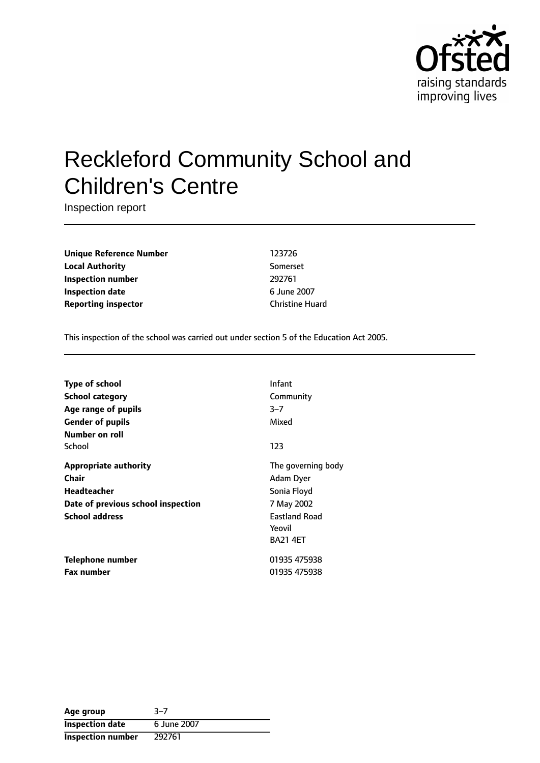# Reckleford Community School and Children's Centre

Inspection report

| | |
|---|---|
| **Unique Reference Number** | 123726 |
| **Local Authority** | Somerset |
| **Inspection number** | 292761 |
| **Inspection date** | 6 June 2007 |
| **Reporting inspector** | Christine Huard |

This inspection of the school was carried out under section 5 of the Education Act 2005.

| | |
|---|---|
| **Type of school** | Infant |
| **School category** | Community |
| **Age range of pupils** | 3–7 |
| **Gender of pupils** | Mixed |
| **Number on roll** | |
| School | 123 |
| **Appropriate authority** | The governing body |
| **Chair** | Adam Dyer |
| **Headteacher** | Sonia Floyd |
| **Date of previous school inspection** | 7 May 2002 |
| **School address** | Eastland Road<br>Yeovil<br>BA21 4ET |
| **Telephone number** | 01935 475938 |
| **Fax number** | 01935 475938 |

| | |
|---|---|
| **Age group** | 3–7 |
| **Inspection date** | 6 June 2007 |
| **Inspection number** | 292761 |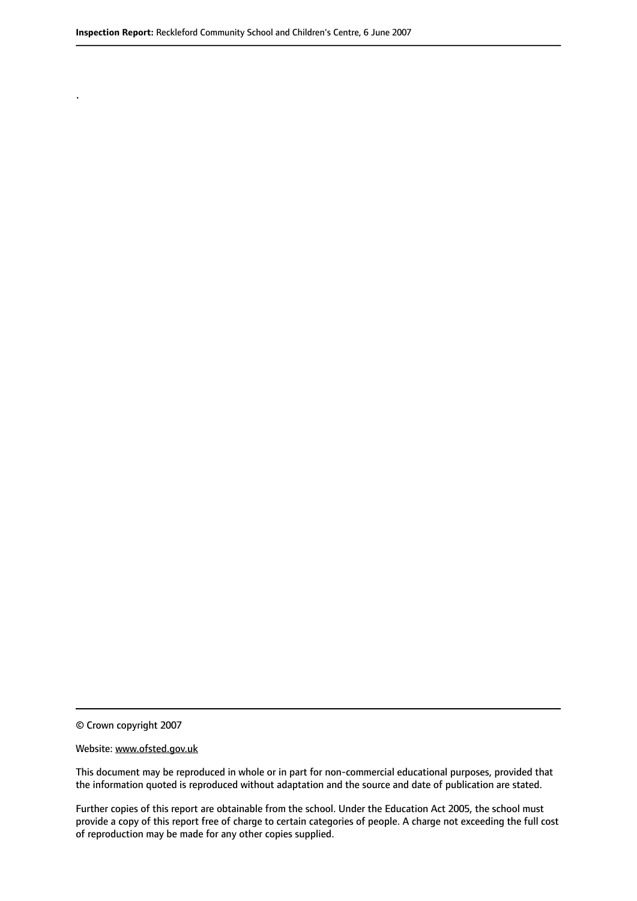.

© Crown copyright 2007

Website: www.ofsted.gov.uk

This document may be reproduced in whole or in part for non-commercial educational purposes, provided that the information quoted is reproduced without adaptation and the source and date of publication are stated.

Further copies of this report are obtainable from the school. Under the Education Act 2005, the school must provide a copy of this report free of charge to certain categories of people. A charge not exceeding the full cost of reproduction may be made for any other copies supplied.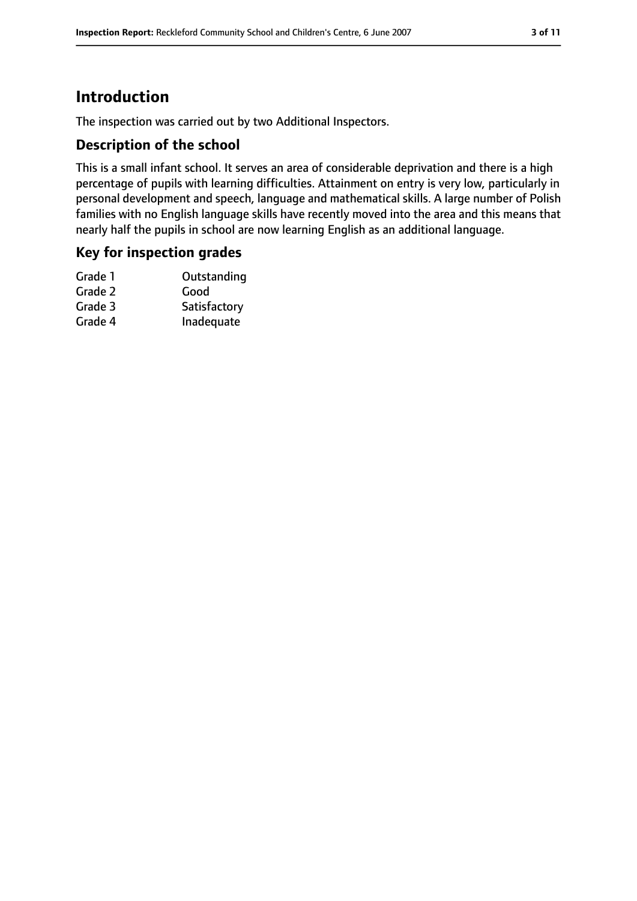# Introduction

The inspection was carried out by two Additional Inspectors.

## Description of the school

This is a small infant school. It serves an area of considerable deprivation and there is a high percentage of pupils with learning difficulties. Attainment on entry is very low, particularly in personal development and speech, language and mathematical skills. A large number of Polish families with no English language skills have recently moved into the area and this means that nearly half the pupils in school are now learning English as an additional language.

## Key for inspection grades

| | |
|---|---|
| Grade 1 | Outstanding |
| Grade 2 | Good |
| Grade 3 | Satisfactory |
| Grade 4 | Inadequate |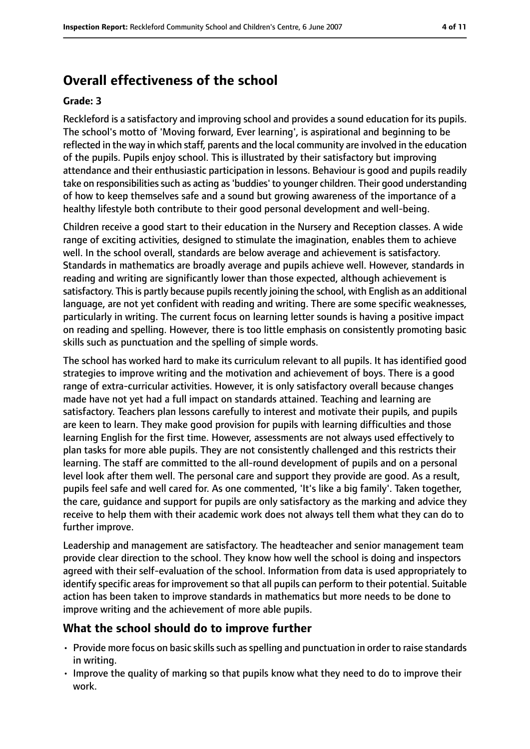## Overall effectiveness of the school

**Grade: 3**

Reckleford is a satisfactory and improving school and provides a sound education for its pupils. The school's motto of 'Moving forward, Ever learning', is aspirational and beginning to be reflected in the way in which staff, parents and the local community are involved in the education of the pupils. Pupils enjoy school. This is illustrated by their satisfactory but improving attendance and their enthusiastic participation in lessons. Behaviour is good and pupils readily take on responsibilities such as acting as 'buddies' to younger children. Their good understanding of how to keep themselves safe and a sound but growing awareness of the importance of a healthy lifestyle both contribute to their good personal development and well-being.

Children receive a good start to their education in the Nursery and Reception classes. A wide range of exciting activities, designed to stimulate the imagination, enables them to achieve well. In the school overall, standards are below average and achievement is satisfactory. Standards in mathematics are broadly average and pupils achieve well. However, standards in reading and writing are significantly lower than those expected, although achievement is satisfactory. This is partly because pupils recently joining the school, with English as an additional language, are not yet confident with reading and writing. There are some specific weaknesses, particularly in writing. The current focus on learning letter sounds is having a positive impact on reading and spelling. However, there is too little emphasis on consistently promoting basic skills such as punctuation and the spelling of simple words.

The school has worked hard to make its curriculum relevant to all pupils. It has identified good strategies to improve writing and the motivation and achievement of boys. There is a good range of extra-curricular activities. However, it is only satisfactory overall because changes made have not yet had a full impact on standards attained. Teaching and learning are satisfactory. Teachers plan lessons carefully to interest and motivate their pupils, and pupils are keen to learn. They make good provision for pupils with learning difficulties and those learning English for the first time. However, assessments are not always used effectively to plan tasks for more able pupils. They are not consistently challenged and this restricts their learning. The staff are committed to the all-round development of pupils and on a personal level look after them well. The personal care and support they provide are good. As a result, pupils feel safe and well cared for. As one commented, 'It's like a big family'. Taken together, the care, guidance and support for pupils are only satisfactory as the marking and advice they receive to help them with their academic work does not always tell them what they can do to further improve.

Leadership and management are satisfactory. The headteacher and senior management team provide clear direction to the school. They know how well the school is doing and inspectors agreed with their self-evaluation of the school. Information from data is used appropriately to identify specific areas for improvement so that all pupils can perform to their potential. Suitable action has been taken to improve standards in mathematics but more needs to be done to improve writing and the achievement of more able pupils.

### What the school should do to improve further

- Provide more focus on basic skills such as spelling and punctuation in order to raise standards in writing.
- Improve the quality of marking so that pupils know what they need to do to improve their work.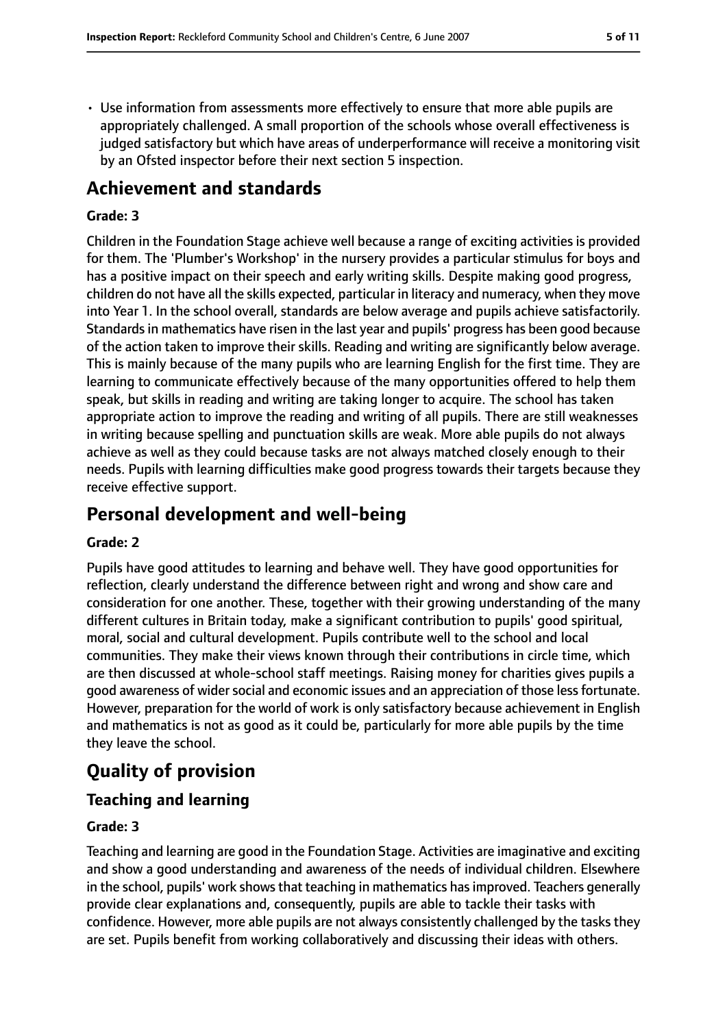- Use information from assessments more effectively to ensure that more able pupils are appropriately challenged. A small proportion of the schools whose overall effectiveness is judged satisfactory but which have areas of underperformance will receive a monitoring visit by an Ofsted inspector before their next section 5 inspection.

## Achievement and standards

### Grade: 3

Children in the Foundation Stage achieve well because a range of exciting activities is provided for them. The 'Plumber's Workshop' in the nursery provides a particular stimulus for boys and has a positive impact on their speech and early writing skills. Despite making good progress, children do not have all the skills expected, particular in literacy and numeracy, when they move into Year 1. In the school overall, standards are below average and pupils achieve satisfactorily. Standards in mathematics have risen in the last year and pupils' progress has been good because of the action taken to improve their skills. Reading and writing are significantly below average. This is mainly because of the many pupils who are learning English for the first time. They are learning to communicate effectively because of the many opportunities offered to help them speak, but skills in reading and writing are taking longer to acquire. The school has taken appropriate action to improve the reading and writing of all pupils. There are still weaknesses in writing because spelling and punctuation skills are weak. More able pupils do not always achieve as well as they could because tasks are not always matched closely enough to their needs. Pupils with learning difficulties make good progress towards their targets because they receive effective support.

## Personal development and well-being

### Grade: 2

Pupils have good attitudes to learning and behave well. They have good opportunities for reflection, clearly understand the difference between right and wrong and show care and consideration for one another. These, together with their growing understanding of the many different cultures in Britain today, make a significant contribution to pupils' good spiritual, moral, social and cultural development. Pupils contribute well to the school and local communities. They make their views known through their contributions in circle time, which are then discussed at whole-school staff meetings. Raising money for charities gives pupils a good awareness of wider social and economic issues and an appreciation of those less fortunate. However, preparation for the world of work is only satisfactory because achievement in English and mathematics is not as good as it could be, particularly for more able pupils by the time they leave the school.

# Quality of provision

## Teaching and learning

### Grade: 3

Teaching and learning are good in the Foundation Stage. Activities are imaginative and exciting and show a good understanding and awareness of the needs of individual children. Elsewhere in the school, pupils' work shows that teaching in mathematics has improved. Teachers generally provide clear explanations and, consequently, pupils are able to tackle their tasks with confidence. However, more able pupils are not always consistently challenged by the tasks they are set. Pupils benefit from working collaboratively and discussing their ideas with others.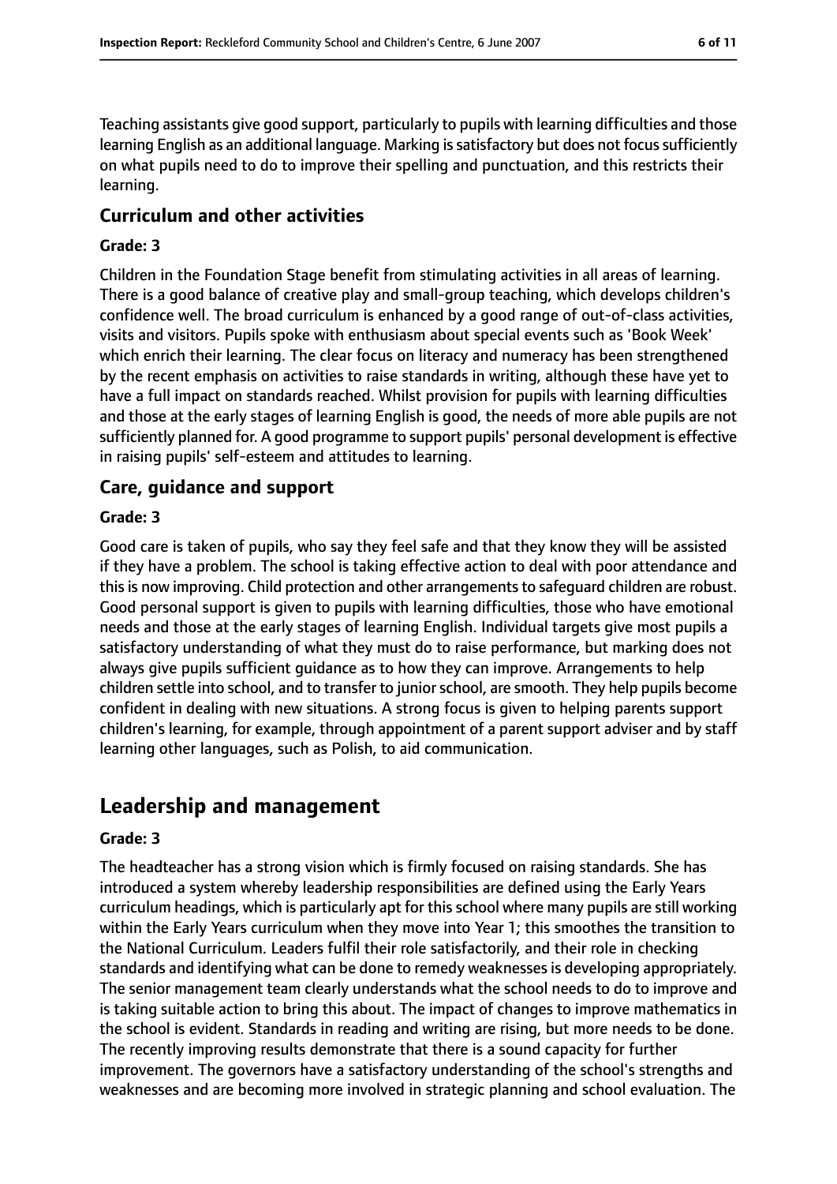Teaching assistants give good support, particularly to pupils with learning difficulties and those learning English as an additional language. Marking is satisfactory but does not focus sufficiently on what pupils need to do to improve their spelling and punctuation, and this restricts their learning.

### Curriculum and other activities

#### Grade: 3

Children in the Foundation Stage benefit from stimulating activities in all areas of learning. There is a good balance of creative play and small-group teaching, which develops children's confidence well. The broad curriculum is enhanced by a good range of out-of-class activities, visits and visitors. Pupils spoke with enthusiasm about special events such as 'Book Week' which enrich their learning. The clear focus on literacy and numeracy has been strengthened by the recent emphasis on activities to raise standards in writing, although these have yet to have a full impact on standards reached. Whilst provision for pupils with learning difficulties and those at the early stages of learning English is good, the needs of more able pupils are not sufficiently planned for. A good programme to support pupils' personal development is effective in raising pupils' self-esteem and attitudes to learning.

### Care, guidance and support

#### Grade: 3

Good care is taken of pupils, who say they feel safe and that they know they will be assisted if they have a problem. The school is taking effective action to deal with poor attendance and this is now improving. Child protection and other arrangements to safeguard children are robust. Good personal support is given to pupils with learning difficulties, those who have emotional needs and those at the early stages of learning English. Individual targets give most pupils a satisfactory understanding of what they must do to raise performance, but marking does not always give pupils sufficient guidance as to how they can improve. Arrangements to help children settle into school, and to transfer to junior school, are smooth. They help pupils become confident in dealing with new situations. A strong focus is given to helping parents support children's learning, for example, through appointment of a parent support adviser and by staff learning other languages, such as Polish, to aid communication.

## Leadership and management

#### Grade: 3

The headteacher has a strong vision which is firmly focused on raising standards. She has introduced a system whereby leadership responsibilities are defined using the Early Years curriculum headings, which is particularly apt for this school where many pupils are still working within the Early Years curriculum when they move into Year 1; this smoothes the transition to the National Curriculum. Leaders fulfil their role satisfactorily, and their role in checking standards and identifying what can be done to remedy weaknesses is developing appropriately. The senior management team clearly understands what the school needs to do to improve and is taking suitable action to bring this about. The impact of changes to improve mathematics in the school is evident. Standards in reading and writing are rising, but more needs to be done. The recently improving results demonstrate that there is a sound capacity for further improvement. The governors have a satisfactory understanding of the school's strengths and weaknesses and are becoming more involved in strategic planning and school evaluation. The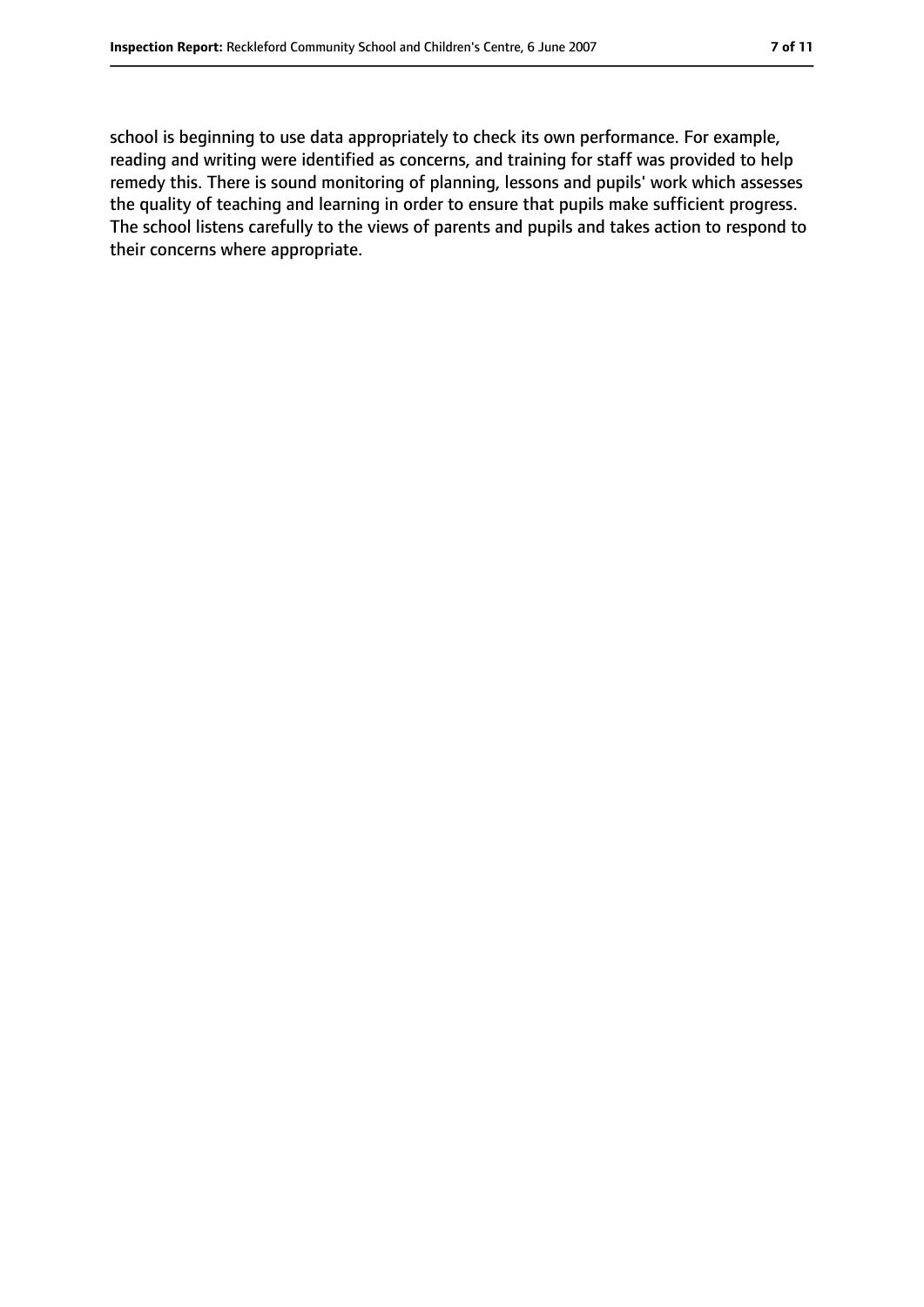school is beginning to use data appropriately to check its own performance. For example, reading and writing were identified as concerns, and training for staff was provided to help remedy this. There is sound monitoring of planning, lessons and pupils' work which assesses the quality of teaching and learning in order to ensure that pupils make sufficient progress. The school listens carefully to the views of parents and pupils and takes action to respond to their concerns where appropriate.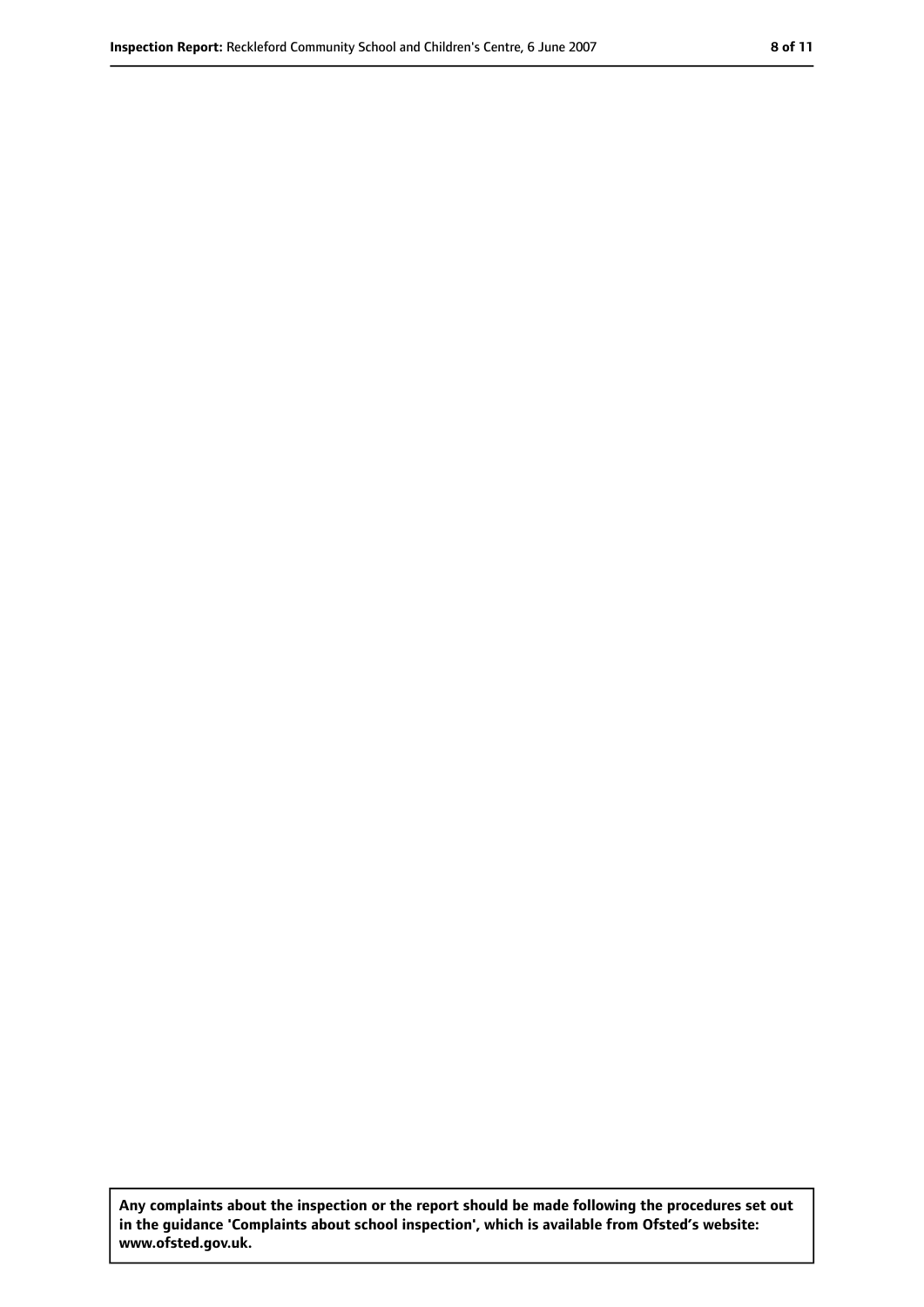**Any complaints about the inspection or the report should be made following the procedures set out in the guidance 'Complaints about school inspection', which is available from Ofsted's website: www.ofsted.gov.uk.**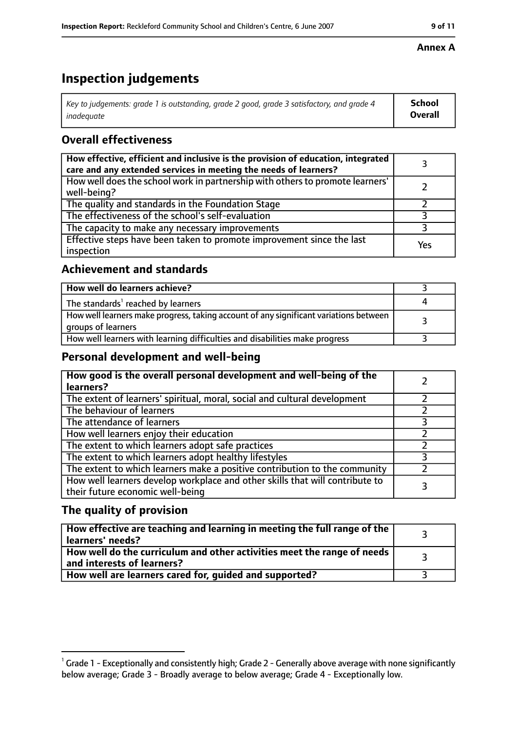**Annex A**

# Inspection judgements

| *Key to judgements: grade 1 is outstanding, grade 2 good, grade 3 satisfactory, and grade 4 inadequate* | **School Overall** |
|---|---|

## Overall effectiveness

| | |
|---|---|
| **How effective, efficient and inclusive is the provision of education, integrated care and any extended services in meeting the needs of learners?** | 3 |
| How well does the school work in partnership with others to promote learners' well-being? | 2 |
| The quality and standards in the Foundation Stage | 2 |
| The effectiveness of the school's self-evaluation | 3 |
| The capacity to make any necessary improvements | 3 |
| Effective steps have been taken to promote improvement since the last inspection | Yes |

## Achievement and standards

| | |
|---|---|
| **How well do learners achieve?** | 3 |
| The standards[1] reached by learners | 4 |
| How well learners make progress, taking account of any significant variations between groups of learners | 3 |
| How well learners with learning difficulties and disabilities make progress | 3 |

## Personal development and well-being

| | |
|---|---|
| **How good is the overall personal development and well-being of the learners?** | 2 |
| The extent of learners' spiritual, moral, social and cultural development | 2 |
| The behaviour of learners | 2 |
| The attendance of learners | 3 |
| How well learners enjoy their education | 2 |
| The extent to which learners adopt safe practices | 2 |
| The extent to which learners adopt healthy lifestyles | 3 |
| The extent to which learners make a positive contribution to the community | 2 |
| How well learners develop workplace and other skills that will contribute to their future economic well-being | 3 |

## The quality of provision

| | |
|---|---|
| **How effective are teaching and learning in meeting the full range of the learners' needs?** | 3 |
| **How well do the curriculum and other activities meet the range of needs and interests of learners?** | 3 |
| **How well are learners cared for, guided and supported?** | 3 |

[1] Grade 1 - Exceptionally and consistently high; Grade 2 - Generally above average with none significantly below average; Grade 3 - Broadly average to below average; Grade 4 - Exceptionally low.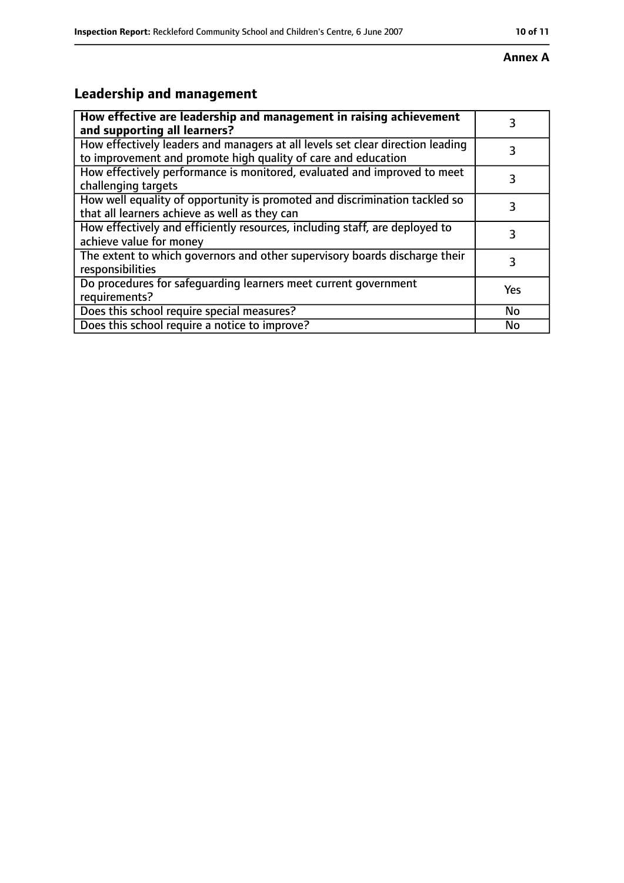**Annex A**

## Leadership and management

| **How effective are leadership and management in raising achievement and supporting all learners?** | 3 |
|---|---|
| How effectively leaders and managers at all levels set clear direction leading to improvement and promote high quality of care and education | 3 |
| How effectively performance is monitored, evaluated and improved to meet challenging targets | 3 |
| How well equality of opportunity is promoted and discrimination tackled so that all learners achieve as well as they can | 3 |
| How effectively and efficiently resources, including staff, are deployed to achieve value for money | 3 |
| The extent to which governors and other supervisory boards discharge their responsibilities | 3 |
| Do procedures for safeguarding learners meet current government requirements? | Yes |
| Does this school require special measures? | No |
| Does this school require a notice to improve? | No |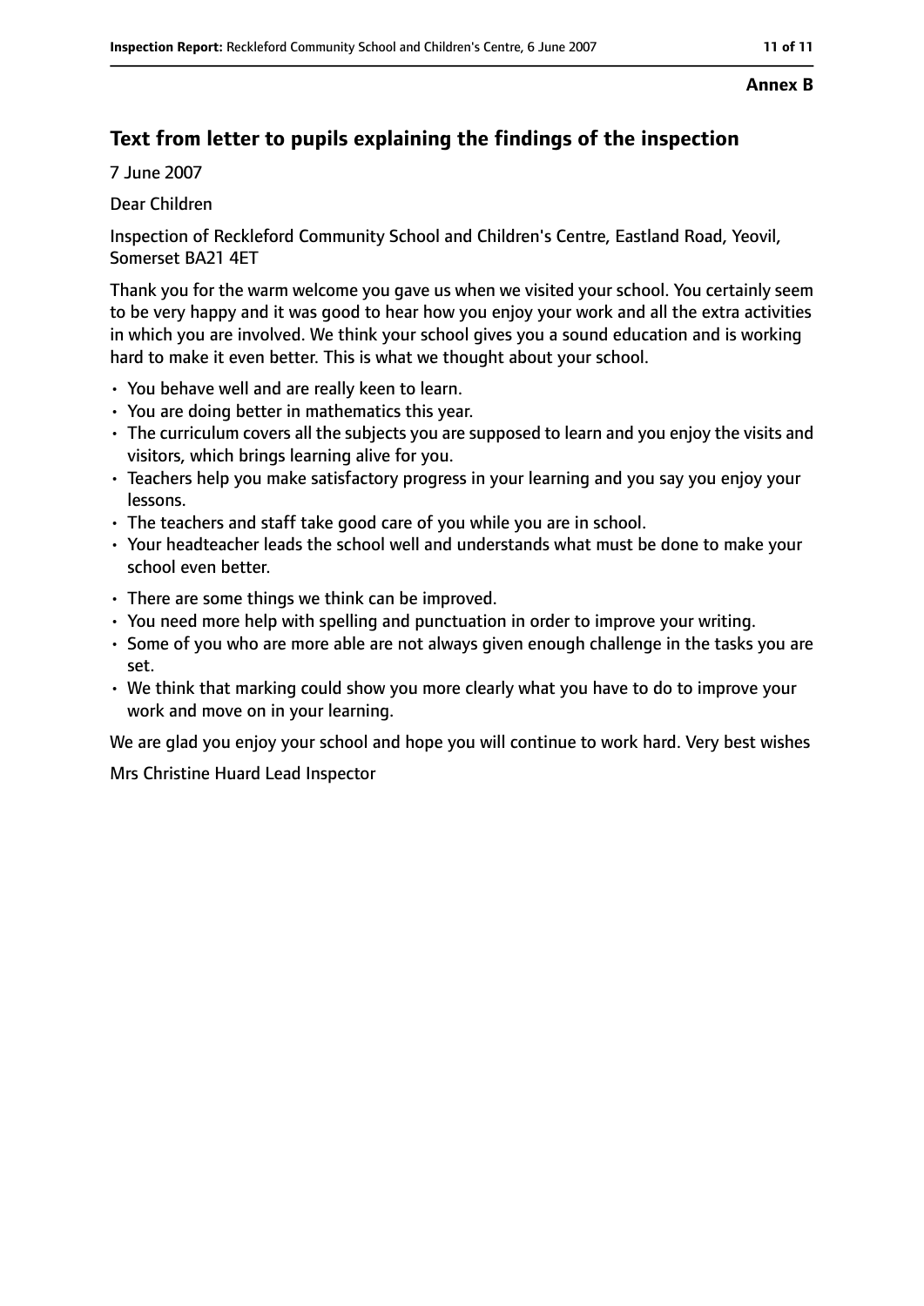**Annex B**

## Text from letter to pupils explaining the findings of the inspection

7 June 2007

Dear Children

Inspection of Reckleford Community School and Children's Centre, Eastland Road, Yeovil, Somerset BA21 4ET

Thank you for the warm welcome you gave us when we visited your school. You certainly seem to be very happy and it was good to hear how you enjoy your work and all the extra activities in which you are involved. We think your school gives you a sound education and is working hard to make it even better. This is what we thought about your school.

- You behave well and are really keen to learn.
- You are doing better in mathematics this year.
- The curriculum covers all the subjects you are supposed to learn and you enjoy the visits and visitors, which brings learning alive for you.
- Teachers help you make satisfactory progress in your learning and you say you enjoy your lessons.
- The teachers and staff take good care of you while you are in school.
- Your headteacher leads the school well and understands what must be done to make your school even better.

- There are some things we think can be improved.
- You need more help with spelling and punctuation in order to improve your writing.
- Some of you who are more able are not always given enough challenge in the tasks you are set.
- We think that marking could show you more clearly what you have to do to improve your work and move on in your learning.

We are glad you enjoy your school and hope you will continue to work hard. Very best wishes

Mrs Christine Huard Lead Inspector